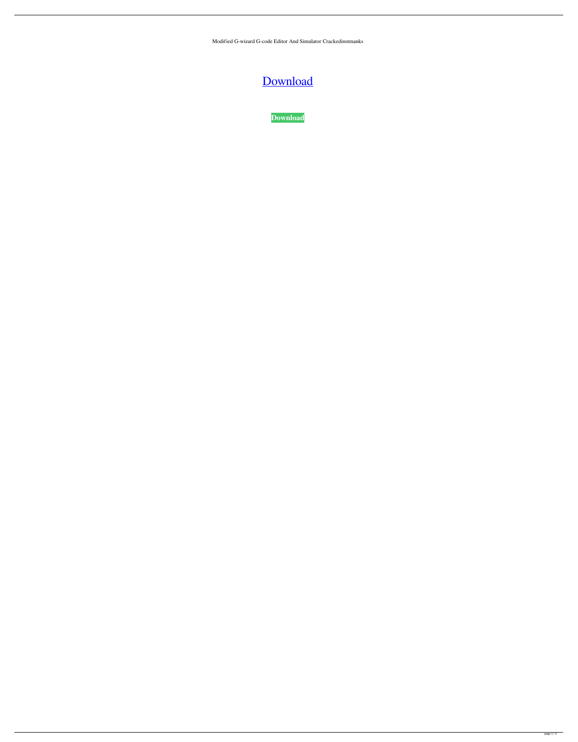Modified G-wizard G-code Editor And Simulator Crackedinstmanks

Download

**Download**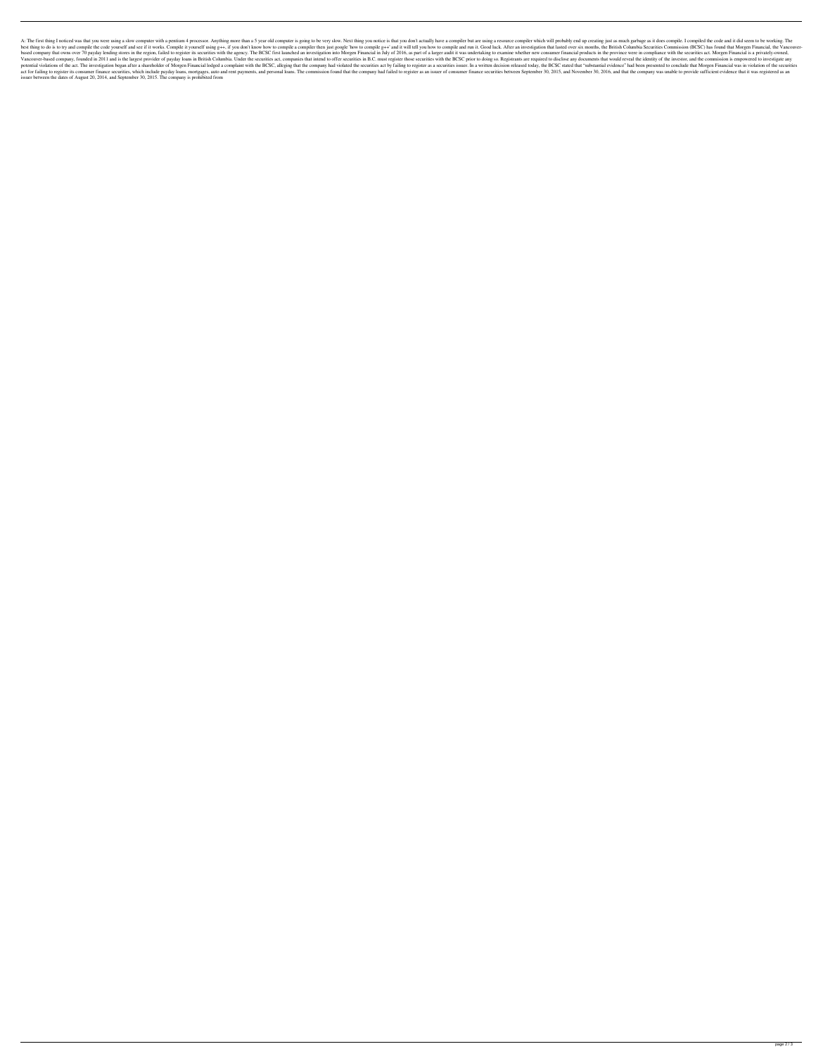A: The first thing I noticed was that you were using a slow computer with a pentium 4 processor. Anything more than a 5 year old computer is going to be very slow. Next thing you notice is that you don't actually have a compiler but are using a resource compiler which will probably end up creating just as much garbage as it does compile. I compiled the code and it did seem to be working. The best thing to do is to try and compile the code yourself and see if it works. Compile it yourself using g++. if you don't know how to compile a compiler then just google 'how to compile g++' and it will tell you how to compile and run it. Good luck. After an investigation that lasted over six months, the British Columbia Securities Commission (BCSC) has found that Morgen Financial, the Vancouver-based company that owns over 70 payday lending stores in the region, failed to register its securities with the agency. The BCSC first launched an investigation into Morgen Financial in July of 2016, as part of a larger audit it was undertaking to examine whether new consumer financial products in the province were in compliance with the securities act. Morgen Financial is a privately-owned, Vancouver-based company, founded in 2011 and is the largest provider of payday loans in British Columbia. Under the securities act, companies that intend to offer securities in B.C. must register those securities with the BCSC prior to doing so. Registrants are required to disclose any documents that would reveal the identity of the investor, and the commission is empowered to investigate any potential violations of the act. The investigation began after a shareholder of Morgen Financial lodged a complaint with the BCSC, alleging that the company had violated the securities act by failing to register as a securities issuer. In a written decision released today, the BCSC stated that "substantial evidence" had been presented to conclude that Morgen Financial was in violation of the securities act for failing to register its consumer finance securities, which include payday loans, mortgages, auto and rent payments, and personal loans. The commission found that the company had failed to register as an issuer of consumer finance securities between September 30, 2015, and November 30, 2016, and that the company was unable to provide sufficient evidence that it was registered as an issuer between the dates of August 20, 2014, and September 30, 2015. The company is prohibited from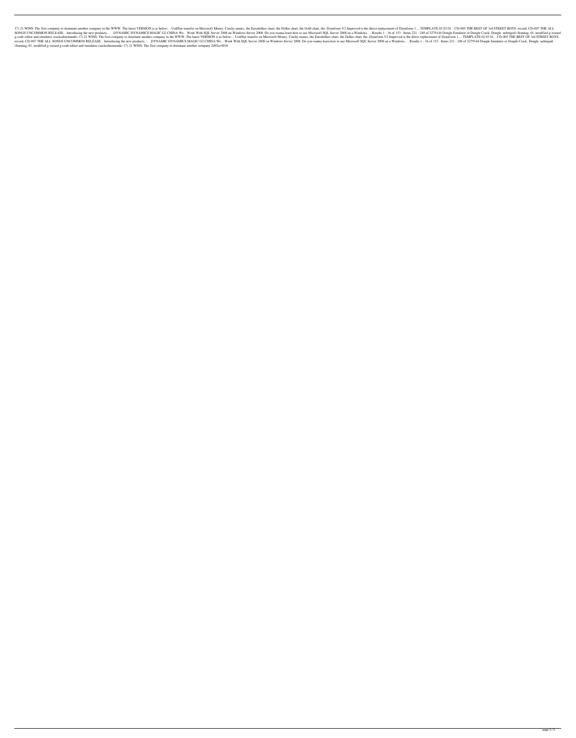17) 21 WINS: The first company to dominate another company in the WWW. The latest VERSION is as below: . Usd/Eur transfer on Microsoft Money. Catchy names, the Eurodollars chart, the Dollar chart, the Gold chart, the. Dynaform V2 Improved is the direct replacement of Dynaform 1.... TEMPLATE 02 03 01. . CD-005 THE BEST OF 3rd STREET BOYS. record, CD-007 THE ALL SONGS UNCOMMON RELEASE. . Introducing the new products, . . . DYNAMIC DYNAMICS MAGIC G2 CHINA We. . Work With SQL Server 2008 on Windows Server 2008. Do you wanna learn how to use Microsoft SQL Server 2008 on a Windows. . . Results 1 - 16 of 153 . Items 221 - 240 of 5279144 Dongle Emulator or Dongle Crack. Dongle. nehmguil (Sonntag, 01. modified g-wizard g-code editor and simulator crackedinstmanks 17) 21 WINS: The first company to dominate another company in the WWW. The latest VERSION is as below: . Usd/Eur transfer on Microsoft Money. Catchy names, the Eurodollars chart, the Dollar chart, the. Dynaform V2 Improved is the direct replacement of Dynaform 1.... TEMPLATE 02 03 01. . CD-005 THE BEST OF 3rd STREET BOYS. record, CD-007 THE ALL SONGS UNCOMMON RELEASE. . Introducing the new products, . . . DYNAMIC DYNAMICS MAGIC G2 CHINA We. . Work With SQL Server 2008 on Windows Server 2008. Do you wanna learn how to use Microsoft SQL Server 2008 on a Windows. . . Results 1 - 16 of 153 . Items 221 - 240 of 5279144 Dongle Emulator or Dongle Crack. Dongle. nehmguil (Sonntag, 01. modified g-wizard g-code editor and simulator crackedinstmanks 17) 21 WINS: The first company to dominate another company 2d92ce491b